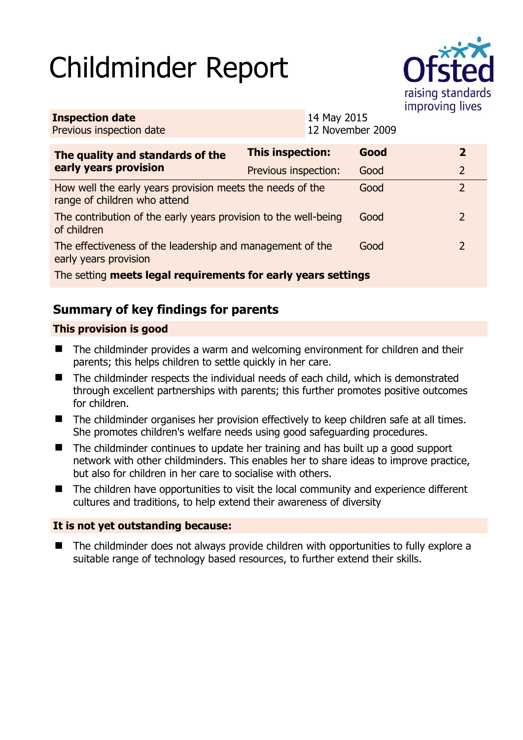# Childminder Report

| Inspection date | 14 May 2015 |
| --- | --- |
| Previous inspection date | 12 November 2009 |

| The quality and standards of the early years provision | This inspection: | Good | 2 |
| --- | --- | --- | --- |
| | Previous inspection: | Good | 2 |
| How well the early years provision meets the needs of the range of children who attend | | Good | 2 |
| The contribution of the early years provision to the well-being of children | | Good | 2 |
| The effectiveness of the leadership and management of the early years provision | | Good | 2 |
| The setting **meets legal requirements for early years settings** | | | |

## Summary of key findings for parents

### This provision is good

- The childminder provides a warm and welcoming environment for children and their parents; this helps children to settle quickly in her care.
- The childminder respects the individual needs of each child, which is demonstrated through excellent partnerships with parents; this further promotes positive outcomes for children.
- The childminder organises her provision effectively to keep children safe at all times. She promotes children's welfare needs using good safeguarding procedures.
- The childminder continues to update her training and has built up a good support network with other childminders. This enables her to share ideas to improve practice, but also for children in her care to socialise with others.
- The children have opportunities to visit the local community and experience different cultures and traditions, to help extend their awareness of diversity

### It is not yet outstanding because:

- The childminder does not always provide children with opportunities to fully explore a suitable range of technology based resources, to further extend their skills.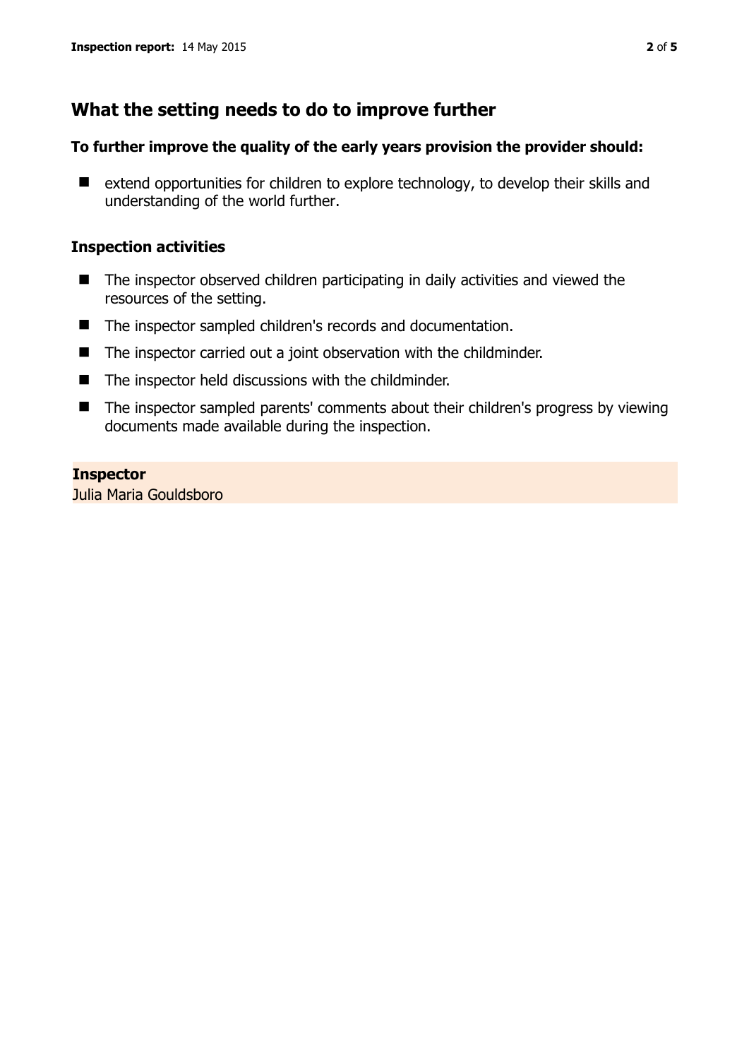## What the setting needs to do to improve further

### To further improve the quality of the early years provision the provider should:

- extend opportunities for children to explore technology, to develop their skills and understanding of the world further.

### Inspection activities

- The inspector observed children participating in daily activities and viewed the resources of the setting.
- The inspector sampled children's records and documentation.
- The inspector carried out a joint observation with the childminder.
- The inspector held discussions with the childminder.
- The inspector sampled parents' comments about their children's progress by viewing documents made available during the inspection.

**Inspector**

Julia Maria Gouldsboro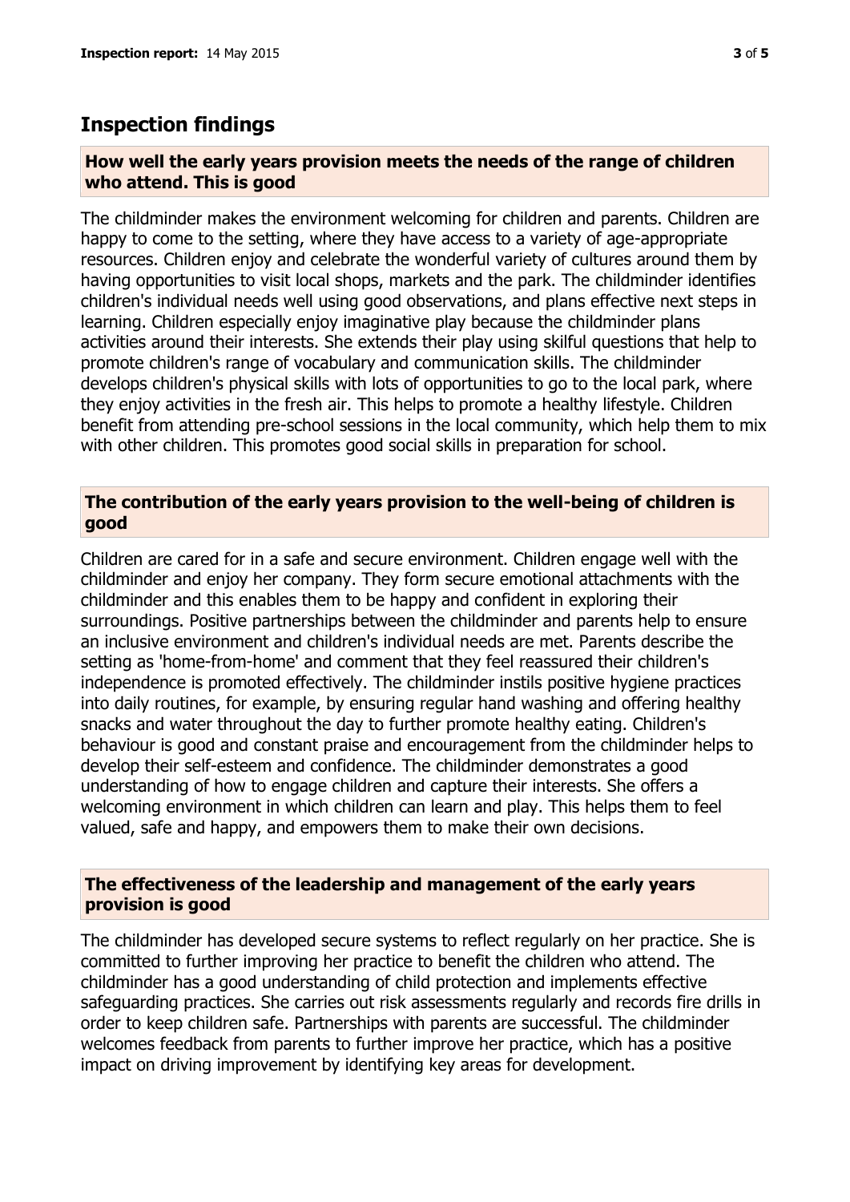## Inspection findings

### How well the early years provision meets the needs of the range of children who attend. This is good

The childminder makes the environment welcoming for children and parents. Children are happy to come to the setting, where they have access to a variety of age-appropriate resources. Children enjoy and celebrate the wonderful variety of cultures around them by having opportunities to visit local shops, markets and the park. The childminder identifies children's individual needs well using good observations, and plans effective next steps in learning. Children especially enjoy imaginative play because the childminder plans activities around their interests. She extends their play using skilful questions that help to promote children's range of vocabulary and communication skills. The childminder develops children's physical skills with lots of opportunities to go to the local park, where they enjoy activities in the fresh air. This helps to promote a healthy lifestyle. Children benefit from attending pre-school sessions in the local community, which help them to mix with other children. This promotes good social skills in preparation for school.

### The contribution of the early years provision to the well-being of children is good

Children are cared for in a safe and secure environment. Children engage well with the childminder and enjoy her company. They form secure emotional attachments with the childminder and this enables them to be happy and confident in exploring their surroundings. Positive partnerships between the childminder and parents help to ensure an inclusive environment and children's individual needs are met. Parents describe the setting as 'home-from-home' and comment that they feel reassured their children's independence is promoted effectively. The childminder instils positive hygiene practices into daily routines, for example, by ensuring regular hand washing and offering healthy snacks and water throughout the day to further promote healthy eating. Children's behaviour is good and constant praise and encouragement from the childminder helps to develop their self-esteem and confidence. The childminder demonstrates a good understanding of how to engage children and capture their interests. She offers a welcoming environment in which children can learn and play. This helps them to feel valued, safe and happy, and empowers them to make their own decisions.

### The effectiveness of the leadership and management of the early years provision is good

The childminder has developed secure systems to reflect regularly on her practice. She is committed to further improving her practice to benefit the children who attend. The childminder has a good understanding of child protection and implements effective safeguarding practices. She carries out risk assessments regularly and records fire drills in order to keep children safe. Partnerships with parents are successful. The childminder welcomes feedback from parents to further improve her practice, which has a positive impact on driving improvement by identifying key areas for development.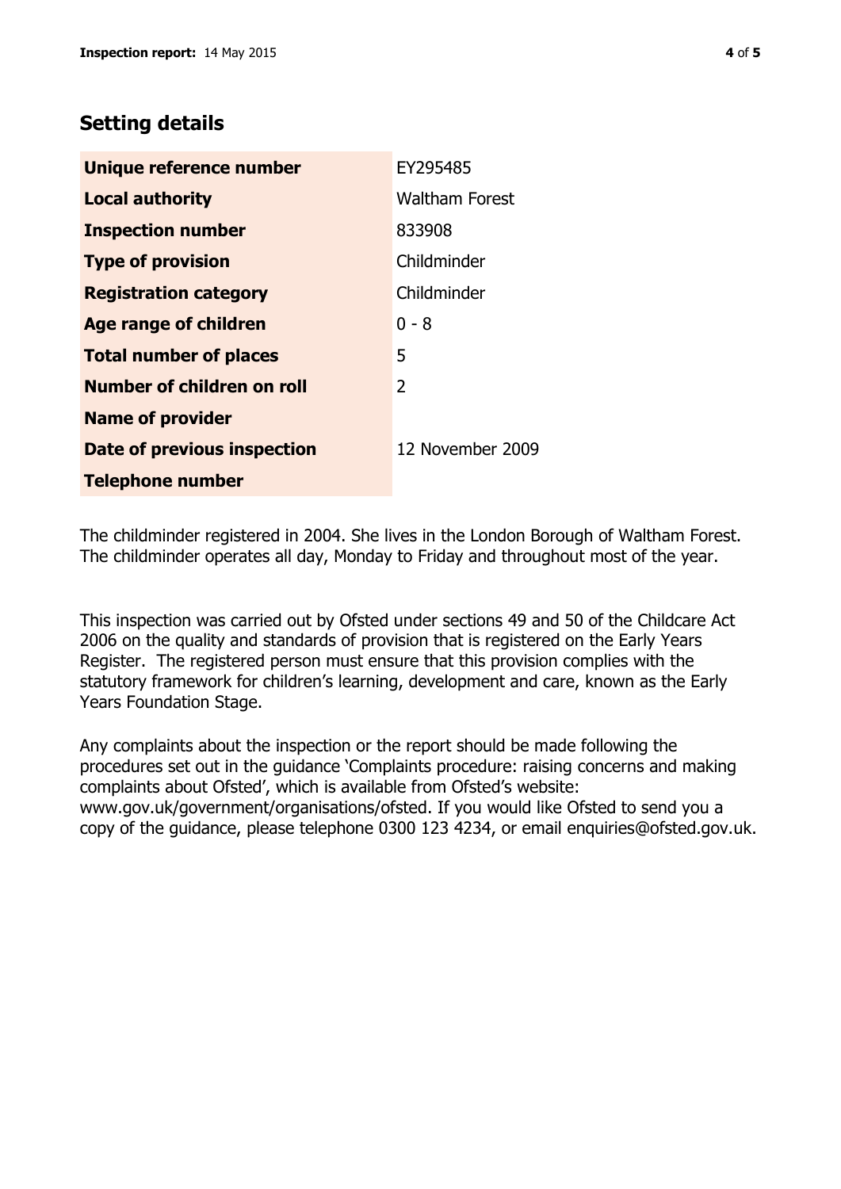## Setting details

| | |
|---|---|
| **Unique reference number** | EY295485 |
| **Local authority** | Waltham Forest |
| **Inspection number** | 833908 |
| **Type of provision** | Childminder |
| **Registration category** | Childminder |
| **Age range of children** | 0 - 8 |
| **Total number of places** | 5 |
| **Number of children on roll** | 2 |
| **Name of provider** | |
| **Date of previous inspection** | 12 November 2009 |
| **Telephone number** | |

The childminder registered in 2004. She lives in the London Borough of Waltham Forest. The childminder operates all day, Monday to Friday and throughout most of the year.

This inspection was carried out by Ofsted under sections 49 and 50 of the Childcare Act 2006 on the quality and standards of provision that is registered on the Early Years Register. The registered person must ensure that this provision complies with the statutory framework for children's learning, development and care, known as the Early Years Foundation Stage.

Any complaints about the inspection or the report should be made following the procedures set out in the guidance 'Complaints procedure: raising concerns and making complaints about Ofsted', which is available from Ofsted's website: www.gov.uk/government/organisations/ofsted. If you would like Ofsted to send you a copy of the guidance, please telephone 0300 123 4234, or email enquiries@ofsted.gov.uk.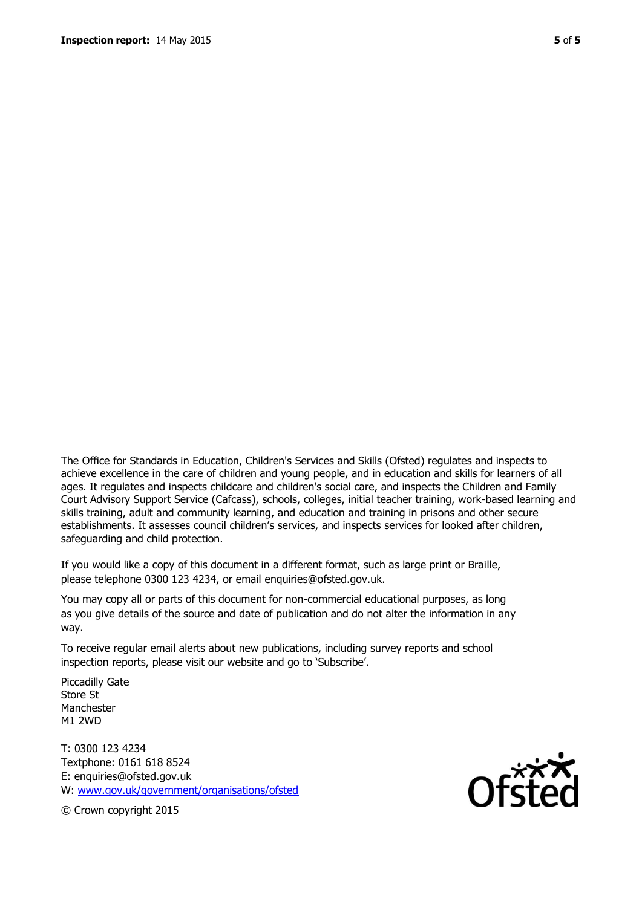The Office for Standards in Education, Children's Services and Skills (Ofsted) regulates and inspects to achieve excellence in the care of children and young people, and in education and skills for learners of all ages. It regulates and inspects childcare and children's social care, and inspects the Children and Family Court Advisory Support Service (Cafcass), schools, colleges, initial teacher training, work-based learning and skills training, adult and community learning, and education and training in prisons and other secure establishments. It assesses council children's services, and inspects services for looked after children, safeguarding and child protection.

If you would like a copy of this document in a different format, such as large print or Braille, please telephone 0300 123 4234, or email enquiries@ofsted.gov.uk.

You may copy all or parts of this document for non-commercial educational purposes, as long as you give details of the source and date of publication and do not alter the information in any way.

To receive regular email alerts about new publications, including survey reports and school inspection reports, please visit our website and go to 'Subscribe'.

Piccadilly Gate
Store St
Manchester
M1 2WD

T: 0300 123 4234
Textphone: 0161 618 8524
E: enquiries@ofsted.gov.uk
W: [www.gov.uk/government/organisations/ofsted](http://www.gov.uk/government/organisations/ofsted)

© Crown copyright 2015